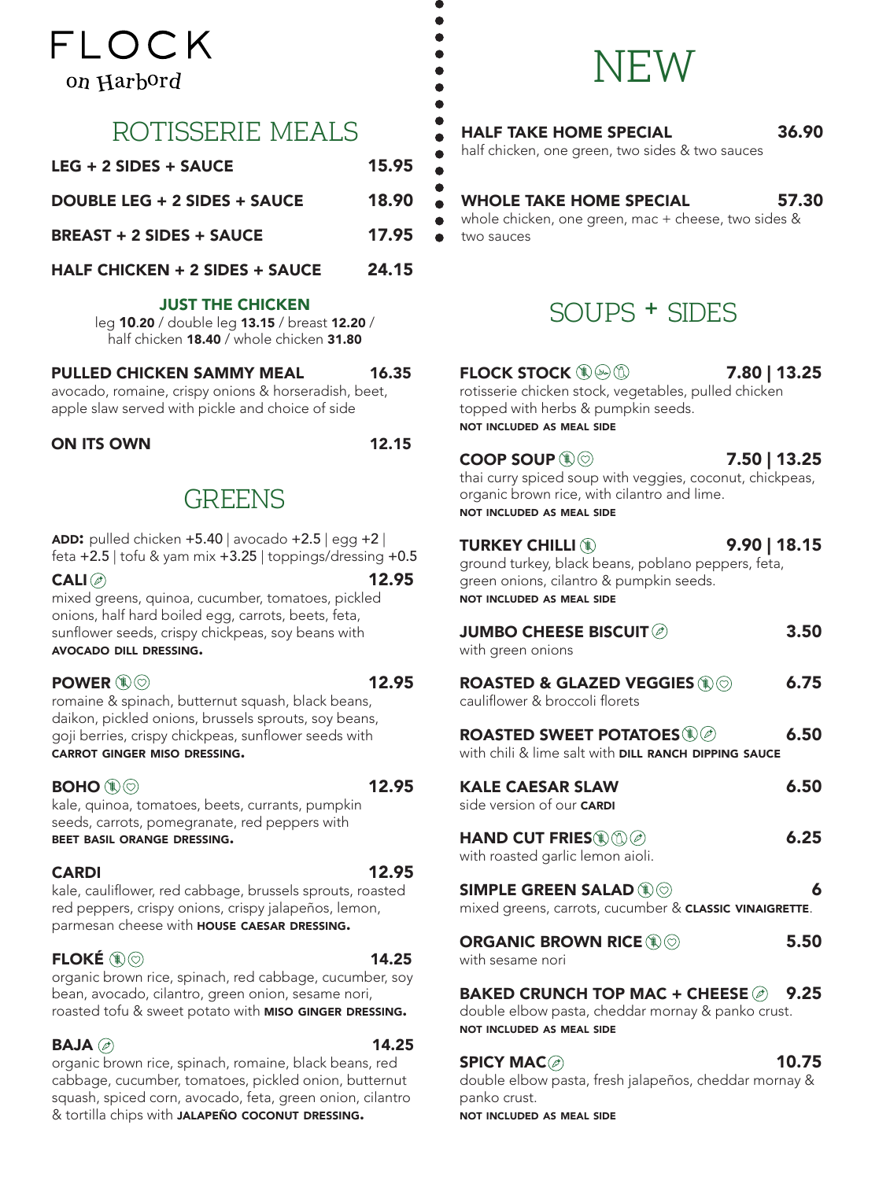# FLOCK

on Harbord

## ROTISSERIE MEALS

**LEG + 2 SIDES + SAUCE** 15.95

**DOUBLE LEG + 2 SIDES + SAUCE** 18.90

**BREAST + 2 SIDES + SAUCE** 17.95

**HALF CHICKEN + 2 SIDES + SAUCE** 24.15

### JUST THE CHICKEN

leg **10.20** / double leg **13.15** / breast **12.20** / half chicken **18.40** / whole chicken **31.80**

**PULLED CHICKEN SAMMY MEAL** 16.35

avocado, romaine, crispy onions & horseradish, beet, apple slaw served with pickle and choice of side

**ON ITS OWN** 12.15

## GREENS

**ADD:** pulled chicken +5.40 | avocado +2.5 | egg +2 | feta +2.5 | tofu & yam mix +3.25 | toppings/dressing +0.5

**CALI** 12.95

mixed greens, quinoa, cucumber, tomatoes, pickled onions, half hard boiled egg, carrots, beets, feta, sunflower seeds, crispy chickpeas, soy beans with **AVOCADO DILL DRESSING.**

**POWER** 12.95

romaine & spinach, butternut squash, black beans, daikon, pickled onions, brussels sprouts, soy beans, goji berries, crispy chickpeas, sunflower seeds with **CARROT GINGER MISO DRESSING.**

**BOHO** 12.95

kale, quinoa, tomatoes, beets, currants, pumpkin seeds, carrots, pomegranate, red peppers with **BEET BASIL ORANGE DRESSING.**

**CARDI** 12.95

kale, cauliflower, red cabbage, brussels sprouts, roasted red peppers, crispy onions, crispy jalapeños, lemon, parmesan cheese with **HOUSE CAESAR DRESSING.**

**FLOKÉ** 14.25

organic brown rice, spinach, red cabbage, cucumber, soy bean, avocado, cilantro, green onion, sesame nori, roasted tofu & sweet potato with **MISO GINGER DRESSING.**

**BAJA** 14.25

organic brown rice, spinach, romaine, black beans, red cabbage, cucumber, tomatoes, pickled onion, butternut squash, spiced corn, avocado, feta, green onion, cilantro & tortilla chips with **JALAPEÑO COCONUT DRESSING.**

## NEW

**HALF TAKE HOME SPECIAL** 36.90

half chicken, one green, two sides & two sauces

**WHOLE TAKE HOME SPECIAL** 57.30

whole chicken, one green, mac + cheese, two sides & two sauces

## SOUPS + SIDES

**FLOCK STOCK** 7.80 | 13.25

rotisserie chicken stock, vegetables, pulled chicken topped with herbs & pumpkin seeds.

**NOT INCLUDED AS MEAL SIDE**

**COOP SOUP** 7.50 | 13.25

thai curry spiced soup with veggies, coconut, chickpeas, organic brown rice, with cilantro and lime.

**NOT INCLUDED AS MEAL SIDE**

**TURKEY CHILLI** 9.90 | 18.15

ground turkey, black beans, poblano peppers, feta, green onions, cilantro & pumpkin seeds.

**NOT INCLUDED AS MEAL SIDE**

**JUMBO CHEESE BISCUIT** 3.50

with green onions

**ROASTED & GLAZED VEGGIES** 6.75

cauliflower & broccoli florets

**ROASTED SWEET POTATOES** 6.50

with chili & lime salt with **DILL RANCH DIPPING SAUCE**

**KALE CAESAR SLAW** 6.50

side version of our **CARDI**

**HAND CUT FRIES** 6.25

with roasted garlic lemon aioli.

**SIMPLE GREEN SALAD** 6

mixed greens, carrots, cucumber & **CLASSIC VINAIGRETTE**.

**ORGANIC BROWN RICE** 5.50

with sesame nori

**BAKED CRUNCH TOP MAC + CHEESE** 9.25

double elbow pasta, cheddar mornay & panko crust.

**NOT INCLUDED AS MEAL SIDE**

**SPICY MAC** 10.75

double elbow pasta, fresh jalapeños, cheddar mornay & panko crust.

**NOT INCLUDED AS MEAL SIDE**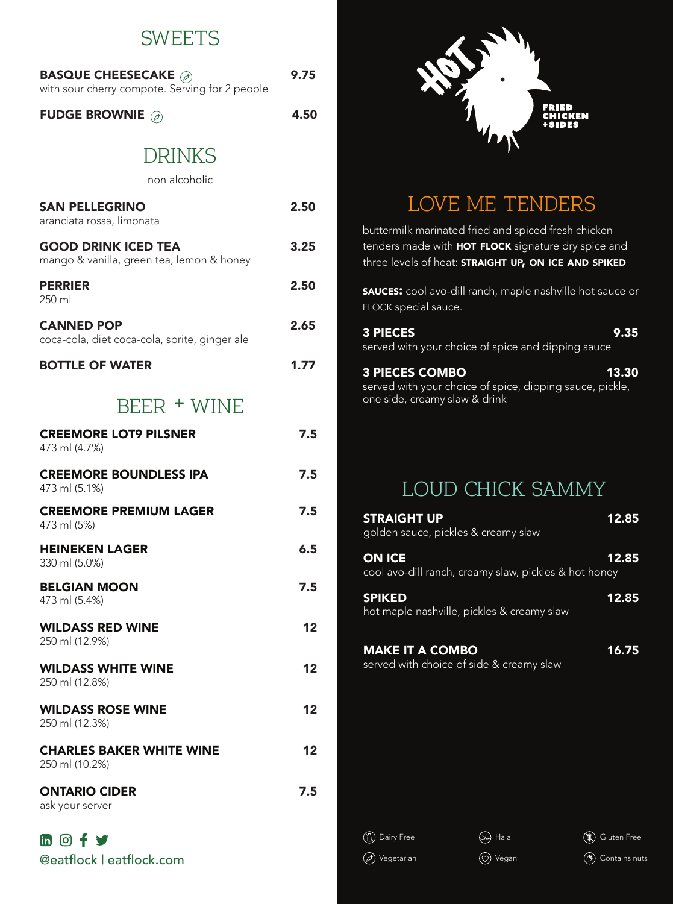## SWEETS

**BASQUE CHEESECAKE** (Vegetarian) 9.75
with sour cherry compote. Serving for 2 people

**FUDGE BROWNIE** (Vegetarian) 4.50

## DRINKS

non alcoholic

**SAN PELLEGRINO** 2.50
aranciata rossa, limonata

**GOOD DRINK ICED TEA** 3.25
mango & vanilla, green tea, lemon & honey

**PERRIER** 2.50
250 ml

**CANNED POP** 2.65
coca-cola, diet coca-cola, sprite, ginger ale

**BOTTLE OF WATER** 1.77

## BEER + WINE

**CREEMORE LOT9 PILSNER** 7.5
473 ml (4.7%)

**CREEMORE BOUNDLESS IPA** 7.5
473 ml (5.1%)

**CREEMORE PREMIUM LAGER** 7.5
473 ml (5%)

**HEINEKEN LAGER** 6.5
330 ml (5.0%)

**BELGIAN MOON** 7.5
473 ml (5.4%)

**WILDASS RED WINE** 12
250 ml (12.9%)

**WILDASS WHITE WINE** 12
250 ml (12.8%)

**WILDASS ROSE WINE** 12
250 ml (12.3%)

**CHARLES BAKER WHITE WINE** 12
250 ml (10.2%)

**ONTARIO CIDER** 7.5
ask your server

@eatflock | eatflock.com

HOT FRIED CHICKEN +SIDES

## LOVE ME TENDERS

buttermilk marinated fried and spiced fresh chicken tenders made with **HOT FLOCK** signature dry spice and three levels of heat: **STRAIGHT UP, ON ICE AND SPIKED**

**SAUCES:** cool avo-dill ranch, maple nashville hot sauce or FLOCK special sauce.

**3 PIECES** 9.35
served with your choice of spice and dipping sauce

**3 PIECES COMBO** 13.30
served with your choice of spice, dipping sauce, pickle, one side, creamy slaw & drink

## LOUD CHICK SAMMY

**STRAIGHT UP** 12.85
golden sauce, pickles & creamy slaw

**ON ICE** 12.85
cool avo-dill ranch, creamy slaw, pickles & hot honey

**SPIKED** 12.85
hot maple nashville, pickles & creamy slaw

**MAKE IT A COMBO** 16.75
served with choice of side & creamy slaw

Dairy Free | Halal | Gluten Free
Vegetarian | Vegan | Contains nuts